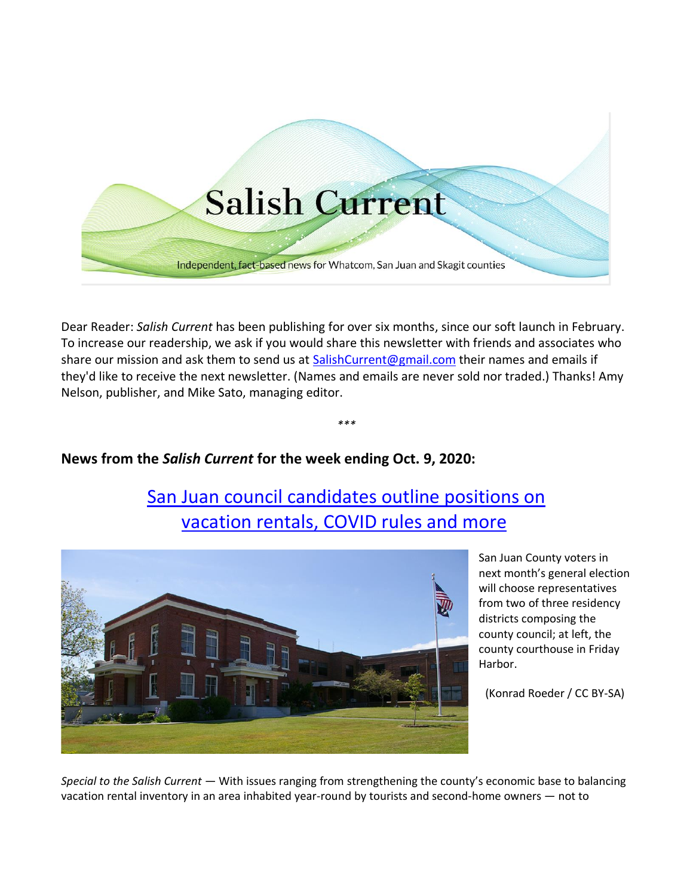# Salish Current

Independent, fact-based news for Whatcom, San Juan and Skagit counties

Dear Reader: *Salish Current* has been publishing for over six months, since our soft launch in February. To increase our readership, we ask if you would share this newsletter with friends and associates who share our mission and ask them to send us at SalishCurrent@gmail.com their names and emails if they'd like to receive the next newsletter. (Names and emails are never sold nor traded.) Thanks! Amy Nelson, publisher, and Mike Sato, managing editor.

\*\*\*

## News from the *Salish Current* for the week ending Oct. 9, 2020:

## San Juan council candidates outline positions on vacation rentals, COVID rules and more

San Juan County voters in next month's general election will choose representatives from two of three residency districts composing the county council; at left, the county courthouse in Friday Harbor.

(Konrad Roeder / CC BY-SA)

*Special to the Salish Current* — With issues ranging from strengthening the county's economic base to balancing vacation rental inventory in an area inhabited year-round by tourists and second-home owners — not to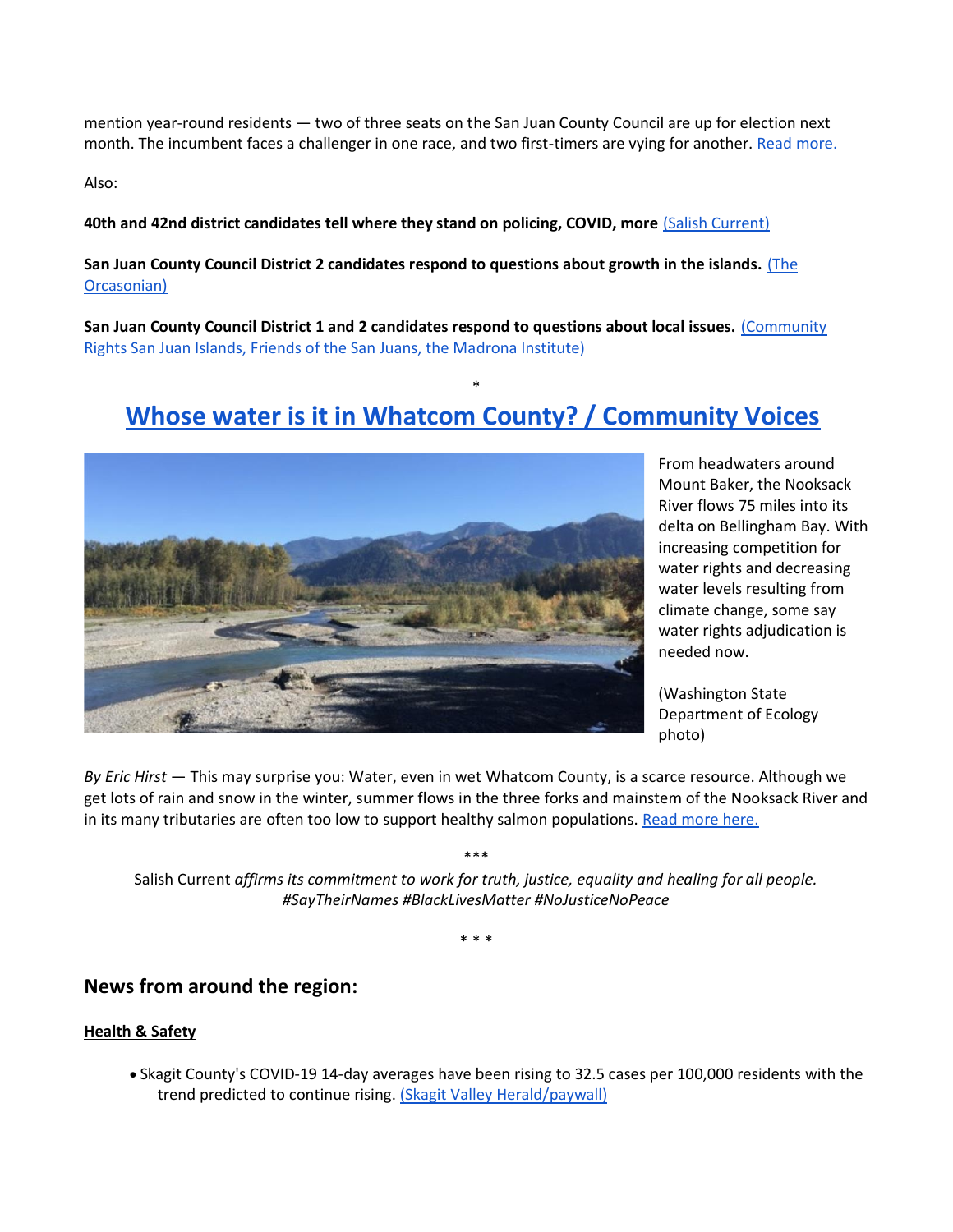mention year-round residents — two of three seats on the San Juan County Council are up for election next month. The incumbent faces a challenger in one race, and two first-timers are vying for another. Read more.

Also:

**40th and 42nd district candidates tell where they stand on policing, COVID, more** (Salish Current)

**San Juan County Council District 2 candidates respond to questions about growth in the islands.** (The Orcasonian)

**San Juan County Council District 1 and 2 candidates respond to questions about local issues.** (Community Rights San Juan Islands, Friends of the San Juans, the Madrona Institute)

*

## Whose water is it in Whatcom County? / Community Voices

From headwaters around Mount Baker, the Nooksack River flows 75 miles into its delta on Bellingham Bay. With increasing competition for water rights and decreasing water levels resulting from climate change, some say water rights adjudication is needed now.

(Washington State Department of Ecology photo)

*By Eric Hirst* — This may surprise you: Water, even in wet Whatcom County, is a scarce resource. Although we get lots of rain and snow in the winter, summer flows in the three forks and mainstem of the Nooksack River and in its many tributaries are often too low to support healthy salmon populations. Read more here.

***

Salish Current *affirms its commitment to work for truth, justice, equality and healing for all people. #SayTheirNames #BlackLivesMatter #NoJusticeNoPeace*

* * *

## News from around the region:

**Health & Safety**

- Skagit County's COVID-19 14-day averages have been rising to 32.5 cases per 100,000 residents with the trend predicted to continue rising. (Skagit Valley Herald/paywall)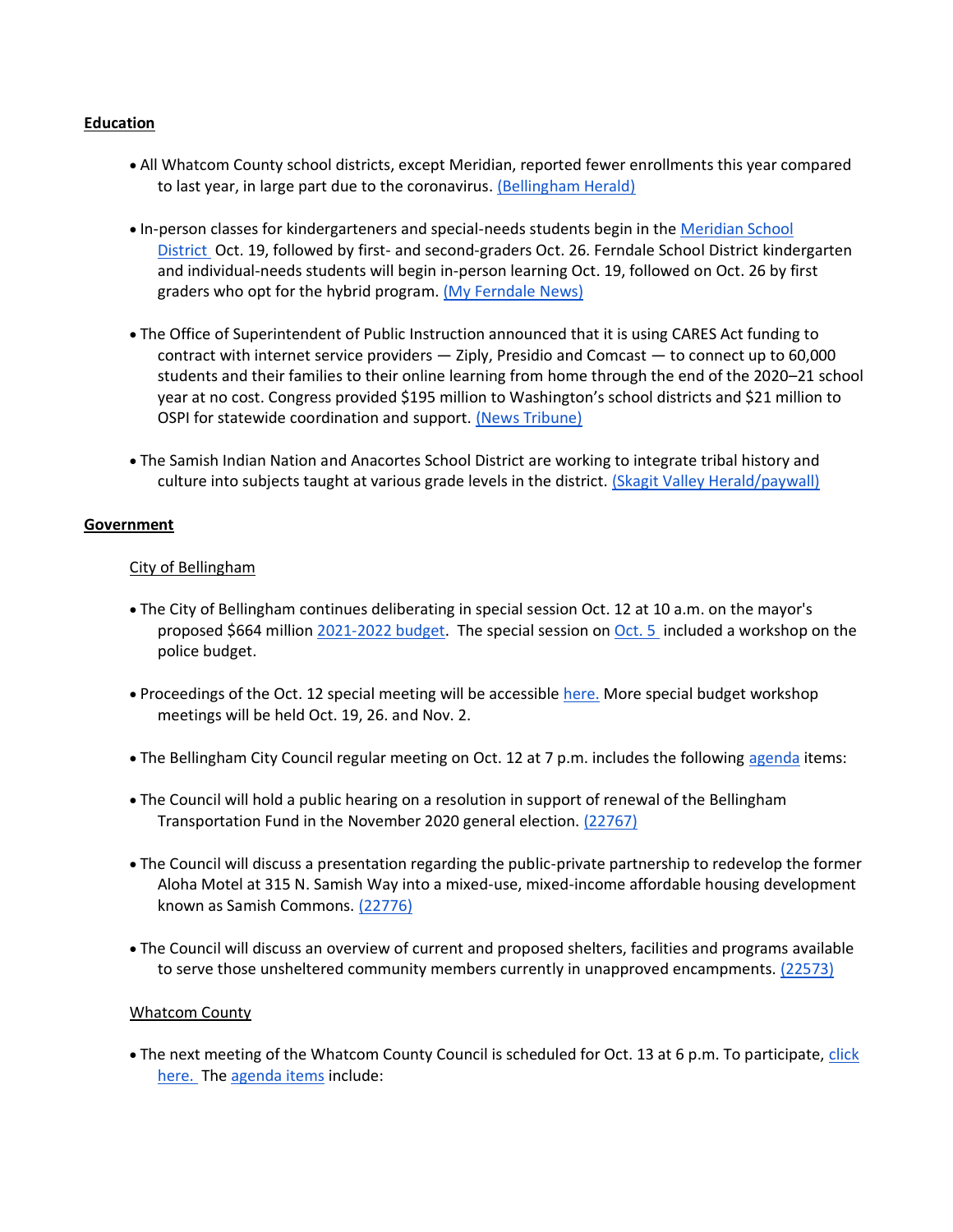**Education**

- All Whatcom County school districts, except Meridian, reported fewer enrollments this year compared to last year, in large part due to the coronavirus. (Bellingham Herald)

- In-person classes for kindergarteners and special-needs students begin in the Meridian School District Oct. 19, followed by first- and second-graders Oct. 26. Ferndale School District kindergarten and individual-needs students will begin in-person learning Oct. 19, followed on Oct. 26 by first graders who opt for the hybrid program. (My Ferndale News)

- The Office of Superintendent of Public Instruction announced that it is using CARES Act funding to contract with internet service providers — Ziply, Presidio and Comcast — to connect up to 60,000 students and their families to their online learning from home through the end of the 2020–21 school year at no cost. Congress provided $195 million to Washington's school districts and $21 million to OSPI for statewide coordination and support. (News Tribune)

- The Samish Indian Nation and Anacortes School District are working to integrate tribal history and culture into subjects taught at various grade levels in the district. (Skagit Valley Herald/paywall)

**Government**

City of Bellingham

- The City of Bellingham continues deliberating in special session Oct. 12 at 10 a.m. on the mayor's proposed $664 million 2021-2022 budget. The special session on Oct. 5 included a workshop on the police budget.

- Proceedings of the Oct. 12 special meeting will be accessible here. More special budget workshop meetings will be held Oct. 19, 26. and Nov. 2.

- The Bellingham City Council regular meeting on Oct. 12 at 7 p.m. includes the following agenda items:

- The Council will hold a public hearing on a resolution in support of renewal of the Bellingham Transportation Fund in the November 2020 general election. (22767)

- The Council will discuss a presentation regarding the public-private partnership to redevelop the former Aloha Motel at 315 N. Samish Way into a mixed-use, mixed-income affordable housing development known as Samish Commons. (22776)

- The Council will discuss an overview of current and proposed shelters, facilities and programs available to serve those unsheltered community members currently in unapproved encampments. (22573)

Whatcom County

- The next meeting of the Whatcom County Council is scheduled for Oct. 13 at 6 p.m. To participate, click here. The agenda items include: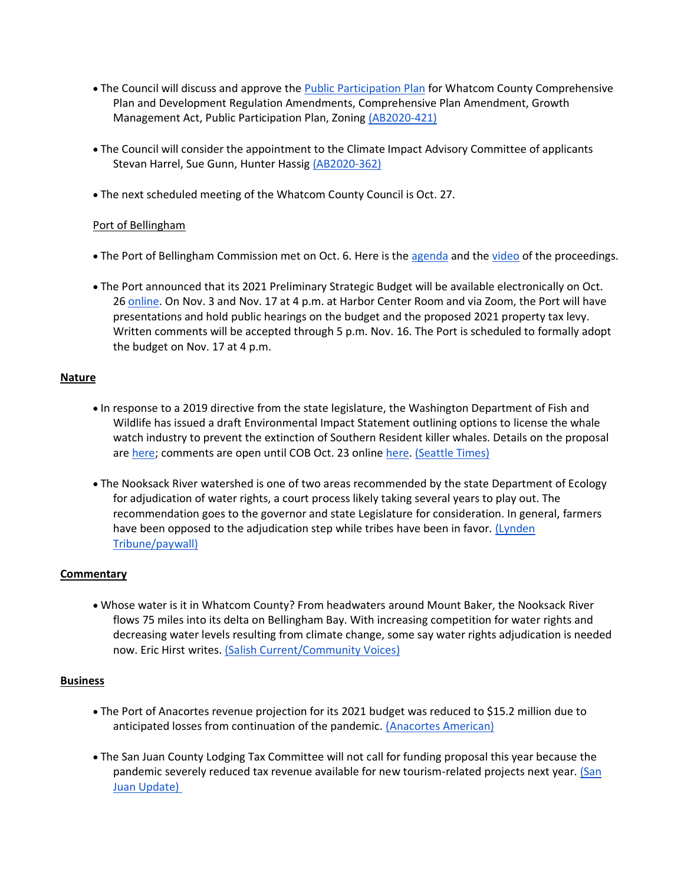- The Council will discuss and approve the [Public Participation Plan] for Whatcom County Comprehensive Plan and Development Regulation Amendments, Comprehensive Plan Amendment, Growth Management Act, Public Participation Plan, Zoning [(AB2020-421)]

- The Council will consider the appointment to the Climate Impact Advisory Committee of applicants Stevan Harrel, Sue Gunn, Hunter Hassig [(AB2020-362)]

- The next scheduled meeting of the Whatcom County Council is Oct. 27.

Port of Bellingham

- The Port of Bellingham Commission met on Oct. 6. Here is the [agenda] and the [video] of the proceedings.

- The Port announced that its 2021 Preliminary Strategic Budget will be available electronically on Oct. 26 [online]. On Nov. 3 and Nov. 17 at 4 p.m. at Harbor Center Room and via Zoom, the Port will have presentations and hold public hearings on the budget and the proposed 2021 property tax levy. Written comments will be accepted through 5 p.m. Nov. 16. The Port is scheduled to formally adopt the budget on Nov. 17 at 4 p.m.

**Nature**

- In response to a 2019 directive from the state legislature, the Washington Department of Fish and Wildlife has issued a draft Environmental Impact Statement outlining options to license the whale watch industry to prevent the extinction of Southern Resident killer whales. Details on the proposal are [here]; comments are open until COB Oct. 23 online [here]. [(Seattle Times)]

- The Nooksack River watershed is one of two areas recommended by the state Department of Ecology for adjudication of water rights, a court process likely taking several years to play out. The recommendation goes to the governor and state Legislature for consideration. In general, farmers have been opposed to the adjudication step while tribes have been in favor. [(Lynden Tribune/paywall)]

**Commentary**

- Whose water is it in Whatcom County? From headwaters around Mount Baker, the Nooksack River flows 75 miles into its delta on Bellingham Bay. With increasing competition for water rights and decreasing water levels resulting from climate change, some say water rights adjudication is needed now. Eric Hirst writes. [(Salish Current/Community Voices)]

**Business**

- The Port of Anacortes revenue projection for its 2021 budget was reduced to $15.2 million due to anticipated losses from continuation of the pandemic. [(Anacortes American)]

- The San Juan County Lodging Tax Committee will not call for funding proposal this year because the pandemic severely reduced tax revenue available for new tourism-related projects next year. [(San Juan Update)]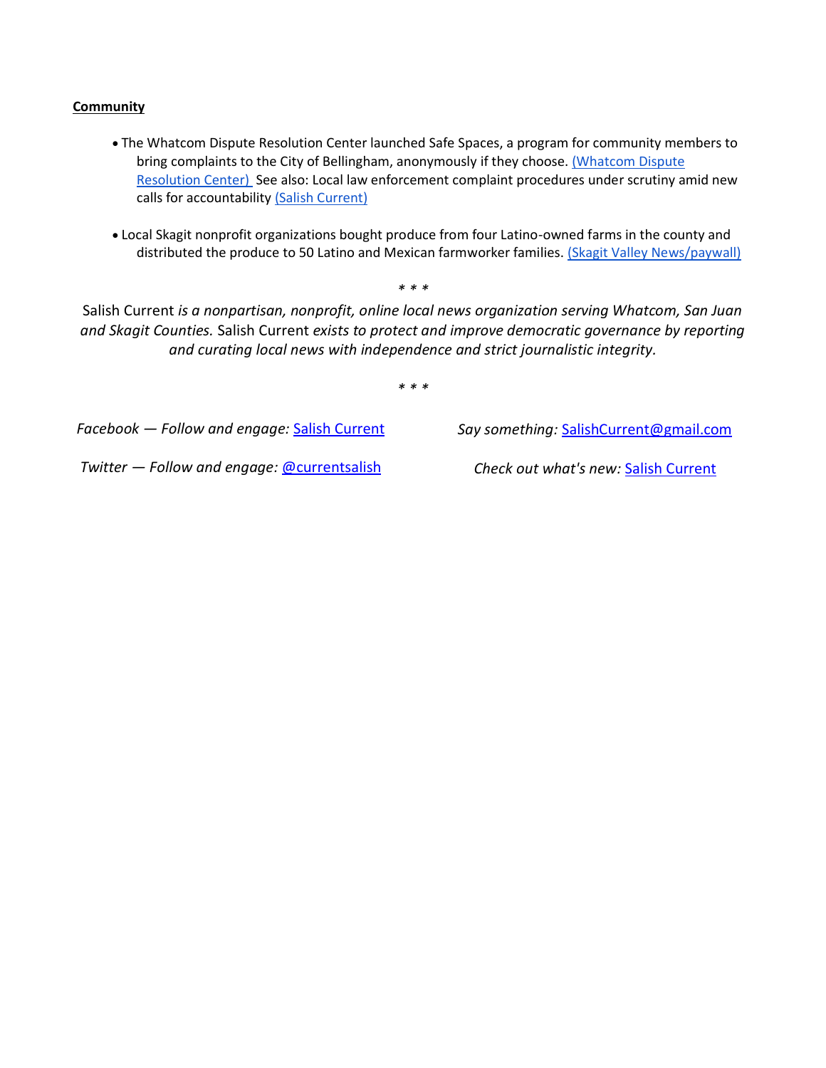**Community**

- The Whatcom Dispute Resolution Center launched Safe Spaces, a program for community members to bring complaints to the City of Bellingham, anonymously if they choose. (Whatcom Dispute Resolution Center) See also: Local law enforcement complaint procedures under scrutiny amid new calls for accountability (Salish Current)

- Local Skagit nonprofit organizations bought produce from four Latino-owned farms in the county and distributed the produce to 50 Latino and Mexican farmworker families. (Skagit Valley News/paywall)

\* \* \*

Salish Current *is a nonpartisan, nonprofit, online local news organization serving Whatcom, San Juan and Skagit Counties.* Salish Current *exists to protect and improve democratic governance by reporting and curating local news with independence and strict journalistic integrity.*

\* \* \*

*Facebook — Follow and engage:* Salish Current

*Twitter — Follow and engage:* @currentsalish

*Say something:* SalishCurrent@gmail.com

*Check out what's new:* Salish Current